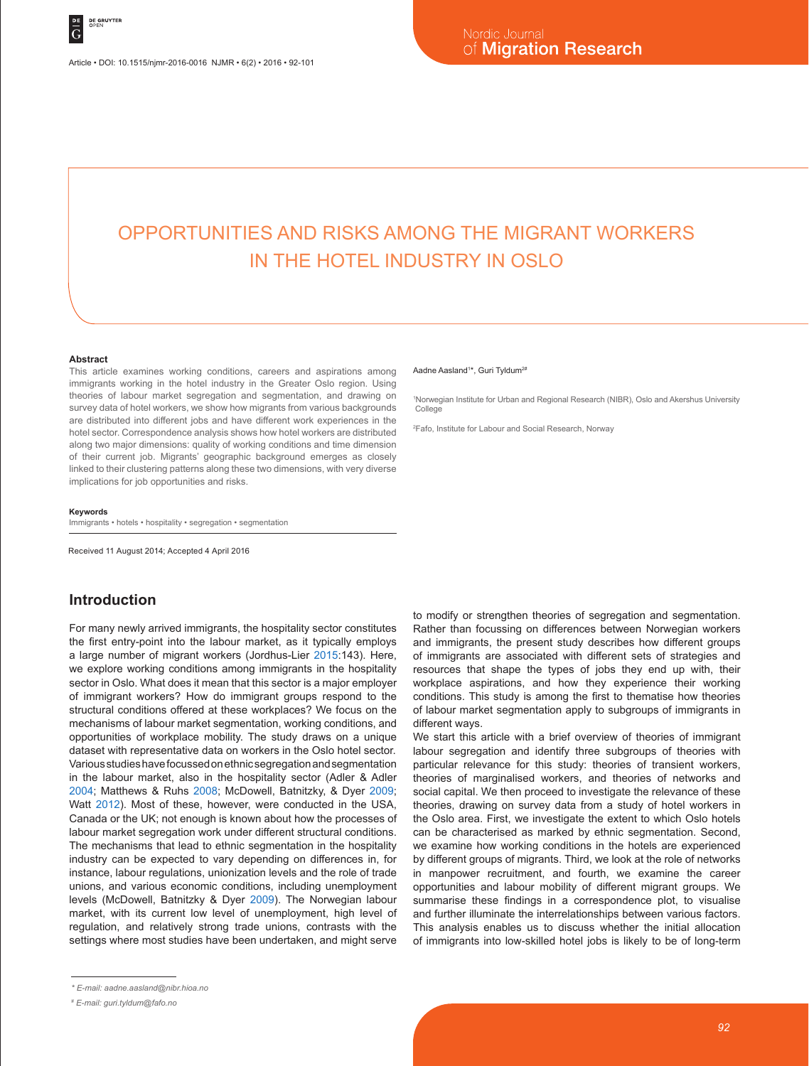# OPPORTUNITIES AND RISKS AMONG THE MIGRANT WORKERS IN THE HOTEL INDUSTRY IN OSLO

**Abstract**

This article examines working conditions, careers and aspirations among immigrants working in the hotel industry in the Greater Oslo region. Using theories of labour market segregation and segmentation, and drawing on survey data of hotel workers, we show how migrants from various backgrounds are distributed into different jobs and have different work experiences in the hotel sector. Correspondence analysis shows how hotel workers are distributed along two major dimensions: quality of working conditions and time dimension of their current job. Migrants' geographic background emerges as closely linked to their clustering patterns along these two dimensions, with very diverse implications for job opportunities and risks.

**Keywords**

Immigrants • hotels • hospitality • segregation • segmentation

Aadne Aasland[1]*, Guri Tyldum[2]#

[1]Norwegian Institute for Urban and Regional Research (NIBR), Oslo and Akershus University College

[2]Fafo, Institute for Labour and Social Research, Norway

Received 11 August 2014; Accepted 4 April 2016

## Introduction

For many newly arrived immigrants, the hospitality sector constitutes the first entry-point into the labour market, as it typically employs a large number of migrant workers (Jordhus-Lier 2015:143). Here, we explore working conditions among immigrants in the hospitality sector in Oslo. What does it mean that this sector is a major employer of immigrant workers? How do immigrant groups respond to the structural conditions offered at these workplaces? We focus on the mechanisms of labour market segmentation, working conditions, and opportunities of workplace mobility. The study draws on a unique dataset with representative data on workers in the Oslo hotel sector. Various studies have focussed on ethnic segregation and segmentation in the labour market, also in the hospitality sector (Adler & Adler 2004; Matthews & Ruhs 2008; McDowell, Batnitzky, & Dyer 2009; Watt 2012). Most of these, however, were conducted in the USA, Canada or the UK; not enough is known about how the processes of labour market segregation work under different structural conditions. The mechanisms that lead to ethnic segmentation in the hospitality industry can be expected to vary depending on differences in, for instance, labour regulations, unionization levels and the role of trade unions, and various economic conditions, including unemployment levels (McDowell, Batnitzky & Dyer 2009). The Norwegian labour market, with its current low level of unemployment, high level of regulation, and relatively strong trade unions, contrasts with the settings where most studies have been undertaken, and might serve to modify or strengthen theories of segregation and segmentation. Rather than focussing on differences between Norwegian workers and immigrants, the present study describes how different groups of immigrants are associated with different sets of strategies and resources that shape the types of jobs they end up with, their workplace aspirations, and how they experience their working conditions. This study is among the first to thematise how theories of labour market segmentation apply to subgroups of immigrants in different ways.

We start this article with a brief overview of theories of immigrant labour segregation and identify three subgroups of theories with particular relevance for this study: theories of transient workers, theories of marginalised workers, and theories of networks and social capital. We then proceed to investigate the relevance of these theories, drawing on survey data from a study of hotel workers in the Oslo area. First, we investigate the extent to which Oslo hotels can be characterised as marked by ethnic segmentation. Second, we examine how working conditions in the hotels are experienced by different groups of migrants. Third, we look at the role of networks in manpower recruitment, and fourth, we examine the career opportunities and labour mobility of different migrant groups. We summarise these findings in a correspondence plot, to visualise and further illuminate the interrelationships between various factors. This analysis enables us to discuss whether the initial allocation of immigrants into low-skilled hotel jobs is likely to be of long-term

\* E-mail: aadne.aasland@nibr.hioa.no

\# E-mail: guri.tyldum@fafo.no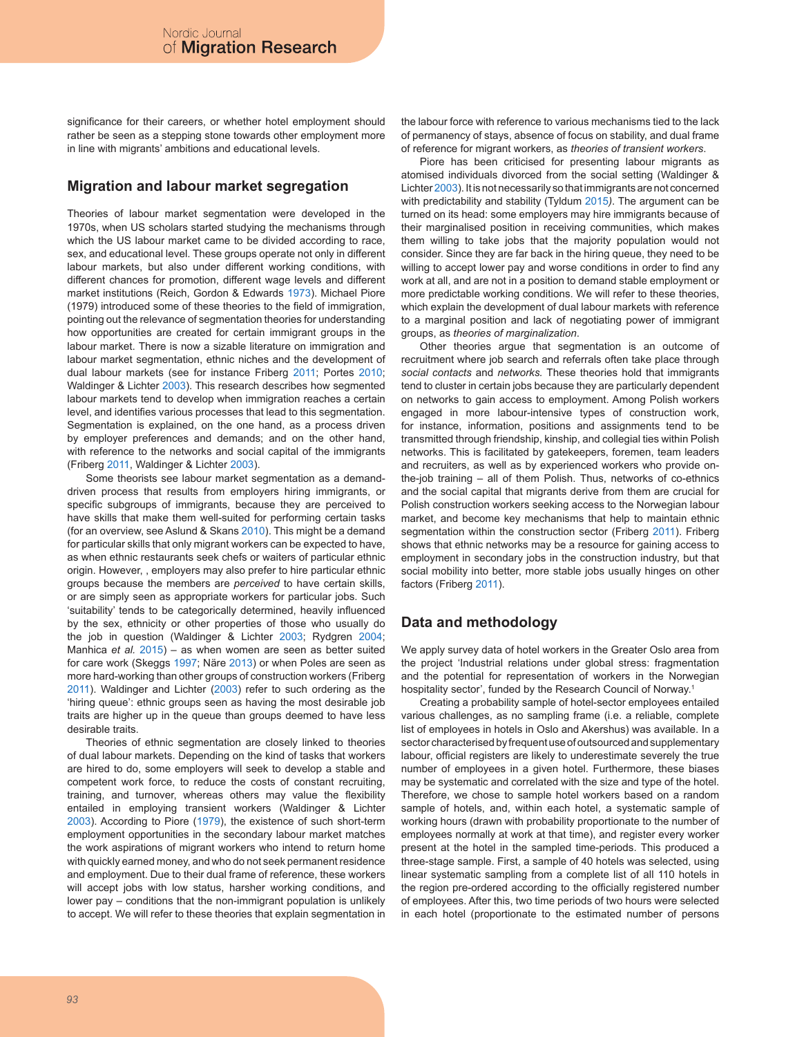significance for their careers, or whether hotel employment should rather be seen as a stepping stone towards other employment more in line with migrants' ambitions and educational levels.

## Migration and labour market segregation

Theories of labour market segmentation were developed in the 1970s, when US scholars started studying the mechanisms through which the US labour market came to be divided according to race, sex, and educational level. These groups operate not only in different labour markets, but also under different working conditions, with different chances for promotion, different wage levels and different market institutions (Reich, Gordon & Edwards 1973). Michael Piore (1979) introduced some of these theories to the field of immigration, pointing out the relevance of segmentation theories for understanding how opportunities are created for certain immigrant groups in the labour market. There is now a sizable literature on immigration and labour market segmentation, ethnic niches and the development of dual labour markets (see for instance Friberg 2011; Portes 2010; Waldinger & Lichter 2003). This research describes how segmented labour markets tend to develop when immigration reaches a certain level, and identifies various processes that lead to this segmentation. Segmentation is explained, on the one hand, as a process driven by employer preferences and demands; and on the other hand, with reference to the networks and social capital of the immigrants (Friberg 2011, Waldinger & Lichter 2003).

Some theorists see labour market segmentation as a demand-driven process that results from employers hiring immigrants, or specific subgroups of immigrants, because they are perceived to have skills that make them well-suited for performing certain tasks (for an overview, see Aslund & Skans 2010). This might be a demand for particular skills that only migrant workers can be expected to have, as when ethnic restaurants seek chefs or waiters of particular ethnic origin. However, , employers may also prefer to hire particular ethnic groups because the members are *perceived* to have certain skills, or are simply seen as appropriate workers for particular jobs. Such 'suitability' tends to be categorically determined, heavily influenced by the sex, ethnicity or other properties of those who usually do the job in question (Waldinger & Lichter 2003; Rydgren 2004; Manhica *et al.* 2015) – as when women are seen as better suited for care work (Skeggs 1997; Näre 2013) or when Poles are seen as more hard-working than other groups of construction workers (Friberg 2011). Waldinger and Lichter (2003) refer to such ordering as the 'hiring queue': ethnic groups seen as having the most desirable job traits are higher up in the queue than groups deemed to have less desirable traits.

Theories of ethnic segmentation are closely linked to theories of dual labour markets. Depending on the kind of tasks that workers are hired to do, some employers will seek to develop a stable and competent work force, to reduce the costs of constant recruiting, training, and turnover, whereas others may value the flexibility entailed in employing transient workers (Waldinger & Lichter 2003). According to Piore (1979), the existence of such short-term employment opportunities in the secondary labour market matches the work aspirations of migrant workers who intend to return home with quickly earned money, and who do not seek permanent residence and employment. Due to their dual frame of reference, these workers will accept jobs with low status, harsher working conditions, and lower pay – conditions that the non-immigrant population is unlikely to accept. We will refer to these theories that explain segmentation in the labour force with reference to various mechanisms tied to the lack of permanency of stays, absence of focus on stability, and dual frame of reference for migrant workers, as *theories of transient workers*.

Piore has been criticised for presenting labour migrants as atomised individuals divorced from the social setting (Waldinger & Lichter 2003). It is not necessarily so that immigrants are not concerned with predictability and stability (Tyldum 2015*)*. The argument can be turned on its head: some employers may hire immigrants because of their marginalised position in receiving communities, which makes them willing to take jobs that the majority population would not consider. Since they are far back in the hiring queue, they need to be willing to accept lower pay and worse conditions in order to find any work at all, and are not in a position to demand stable employment or more predictable working conditions. We will refer to these theories, which explain the development of dual labour markets with reference to a marginal position and lack of negotiating power of immigrant groups, as *theories of marginalization*.

Other theories argue that segmentation is an outcome of recruitment where job search and referrals often take place through *social contacts* and *networks.* These theories hold that immigrants tend to cluster in certain jobs because they are particularly dependent on networks to gain access to employment. Among Polish workers engaged in more labour-intensive types of construction work, for instance, information, positions and assignments tend to be transmitted through friendship, kinship, and collegial ties within Polish networks. This is facilitated by gatekeepers, foremen, team leaders and recruiters, as well as by experienced workers who provide on-the-job training – all of them Polish. Thus, networks of co-ethnics and the social capital that migrants derive from them are crucial for Polish construction workers seeking access to the Norwegian labour market, and become key mechanisms that help to maintain ethnic segmentation within the construction sector (Friberg 2011). Friberg shows that ethnic networks may be a resource for gaining access to employment in secondary jobs in the construction industry, but that social mobility into better, more stable jobs usually hinges on other factors (Friberg 2011).

## Data and methodology

We apply survey data of hotel workers in the Greater Oslo area from the project 'Industrial relations under global stress: fragmentation and the potential for representation of workers in the Norwegian hospitality sector', funded by the Research Council of Norway.[1]

Creating a probability sample of hotel-sector employees entailed various challenges, as no sampling frame (i.e. a reliable, complete list of employees in hotels in Oslo and Akershus) was available. In a sector characterised by frequent use of outsourced and supplementary labour, official registers are likely to underestimate severely the true number of employees in a given hotel. Furthermore, these biases may be systematic and correlated with the size and type of the hotel. Therefore, we chose to sample hotel workers based on a random sample of hotels, and, within each hotel, a systematic sample of working hours (drawn with probability proportionate to the number of employees normally at work at that time), and register every worker present at the hotel in the sampled time-periods. This produced a three-stage sample. First, a sample of 40 hotels was selected, using linear systematic sampling from a complete list of all 110 hotels in the region pre-ordered according to the officially registered number of employees. After this, two time periods of two hours were selected in each hotel (proportionate to the estimated number of persons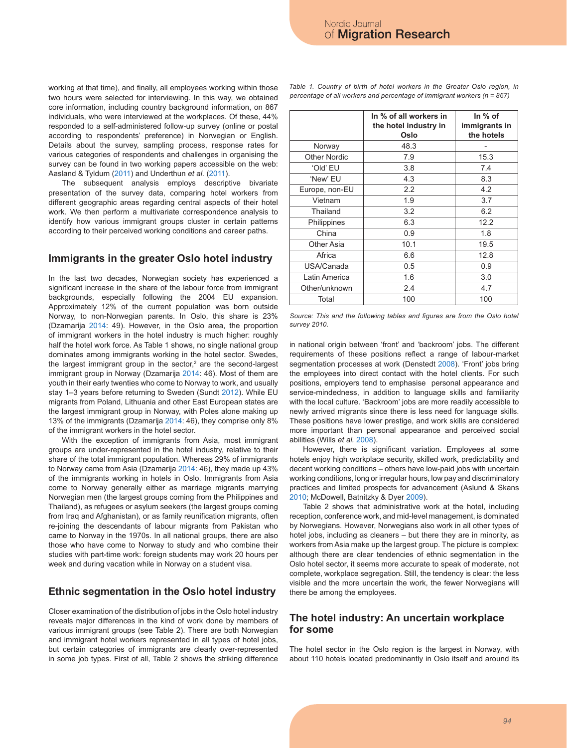working at that time), and finally, all employees working within those two hours were selected for interviewing. In this way, we obtained core information, including country background information, on 867 individuals, who were interviewed at the workplaces. Of these, 44% responded to a self-administered follow-up survey (online or postal according to respondents' preference) in Norwegian or English. Details about the survey, sampling process, response rates for various categories of respondents and challenges in organising the survey can be found in two working papers accessible on the web: Aasland & Tyldum (2011) and Underthun *et al.* (2011).

The subsequent analysis employs descriptive bivariate presentation of the survey data, comparing hotel workers from different geographic areas regarding central aspects of their hotel work. We then perform a multivariate correspondence analysis to identify how various immigrant groups cluster in certain patterns according to their perceived working conditions and career paths.

## Immigrants in the greater Oslo hotel industry

In the last two decades, Norwegian society has experienced a significant increase in the share of the labour force from immigrant backgrounds, especially following the 2004 EU expansion. Approximately 12% of the current population was born outside Norway, to non-Norwegian parents. In Oslo, this share is 23% (Dzamarija 2014: 49). However, in the Oslo area, the proportion of immigrant workers in the hotel industry is much higher: roughly half the hotel work force. As Table 1 shows, no single national group dominates among immigrants working in the hotel sector. Swedes, the largest immigrant group in the sector,[2] are the second-largest immigrant group in Norway (Dzamarija 2014: 46). Most of them are youth in their early twenties who come to Norway to work, and usually stay 1–3 years before returning to Sweden (Sundt 2012). While EU migrants from Poland, Lithuania and other East European states are the largest immigrant group in Norway, with Poles alone making up 13% of the immigrants (Dzamarija 2014: 46), they comprise only 8% of the immigrant workers in the hotel sector.

With the exception of immigrants from Asia, most immigrant groups are under-represented in the hotel industry, relative to their share of the total immigrant population. Whereas 29% of immigrants to Norway came from Asia (Dzamarija 2014: 46), they made up 43% of the immigrants working in hotels in Oslo. Immigrants from Asia come to Norway generally either as marriage migrants marrying Norwegian men (the largest groups coming from the Philippines and Thailand), as refugees or asylum seekers (the largest groups coming from Iraq and Afghanistan), or as family reunification migrants, often re-joining the descendants of labour migrants from Pakistan who came to Norway in the 1970s. In all national groups, there are also those who have come to Norway to study and who combine their studies with part-time work: foreign students may work 20 hours per week and during vacation while in Norway on a student visa.

*Table 1. Country of birth of hotel workers in the Greater Oslo region, in percentage of all workers and percentage of immigrant workers (n = 867)*

| | In % of all workers in the hotel industry in Oslo | In % of immigrants in the hotels |
|---|---|---|
| Norway | 48.3 | - |
| Other Nordic | 7.9 | 15.3 |
| 'Old' EU | 3.8 | 7.4 |
| 'New' EU | 4.3 | 8.3 |
| Europe, non-EU | 2.2 | 4.2 |
| Vietnam | 1.9 | 3.7 |
| Thailand | 3.2 | 6.2 |
| Philippines | 6.3 | 12.2 |
| China | 0.9 | 1.8 |
| Other Asia | 10.1 | 19.5 |
| Africa | 6.6 | 12.8 |
| USA/Canada | 0.5 | 0.9 |
| Latin America | 1.6 | 3.0 |
| Other/unknown | 2.4 | 4.7 |
| Total | 100 | 100 |

*Source: This and the following tables and figures are from the Oslo hotel survey 2010.*

## Ethnic segmentation in the Oslo hotel industry

Closer examination of the distribution of jobs in the Oslo hotel industry reveals major differences in the kind of work done by members of various immigrant groups (see Table 2). There are both Norwegian and immigrant hotel workers represented in all types of hotel jobs, but certain categories of immigrants are clearly over-represented in some job types. First of all, Table 2 shows the striking difference in national origin between 'front' and 'backroom' jobs. The different requirements of these positions reflect a range of labour-market segmentation processes at work (Denstedt 2008). 'Front' jobs bring the employees into direct contact with the hotel clients. For such positions, employers tend to emphasise personal appearance and service-mindedness, in addition to language skills and familiarity with the local culture. 'Backroom' jobs are more readily accessible to newly arrived migrants since there is less need for language skills. These positions have lower prestige, and work skills are considered more important than personal appearance and perceived social abilities (Wills *et al.* 2008).

However, there is significant variation. Employees at some hotels enjoy high workplace security, skilled work, predictability and decent working conditions – others have low-paid jobs with uncertain working conditions, long or irregular hours, low pay and discriminatory practices and limited prospects for advancement (Aslund & Skans 2010; McDowell, Batnitzky & Dyer 2009).

Table 2 shows that administrative work at the hotel, including reception, conference work, and mid-level management, is dominated by Norwegians. However, Norwegians also work in all other types of hotel jobs, including as cleaners – but there they are in minority, as workers from Asia make up the largest group. The picture is complex: although there are clear tendencies of ethnic segmentation in the Oslo hotel sector, it seems more accurate to speak of moderate, not complete, workplace segregation. Still, the tendency is clear: the less visible and the more uncertain the work, the fewer Norwegians will there be among the employees.

## The hotel industry: An uncertain workplace for some

The hotel sector in the Oslo region is the largest in Norway, with about 110 hotels located predominantly in Oslo itself and around its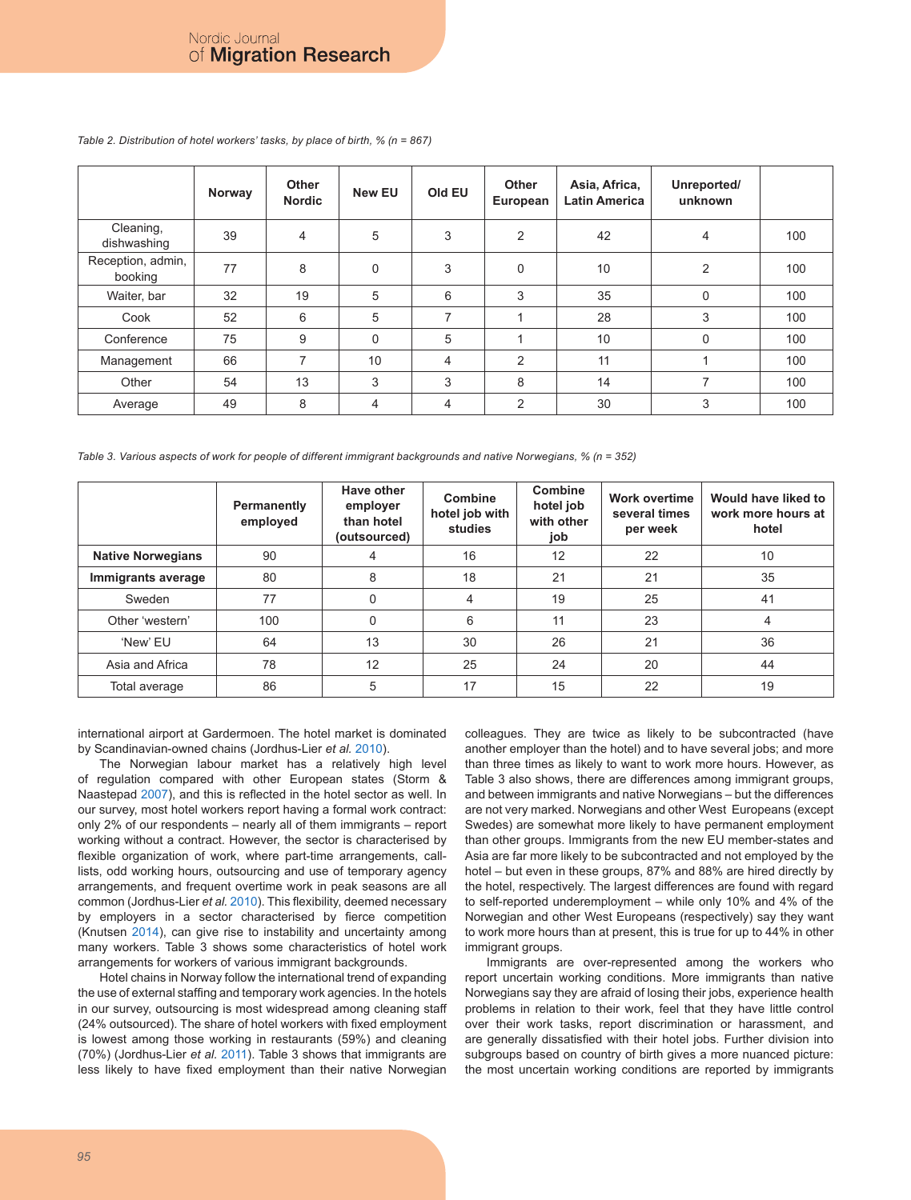*Table 2. Distribution of hotel workers' tasks, by place of birth, % (n = 867)*

| | Norway | Other Nordic | New EU | Old EU | Other European | Asia, Africa, Latin America | Unreported/ unknown | |
|---|---|---|---|---|---|---|---|---|
| Cleaning, dishwashing | 39 | 4 | 5 | 3 | 2 | 42 | 4 | 100 |
| Reception, admin, booking | 77 | 8 | 0 | 3 | 0 | 10 | 2 | 100 |
| Waiter, bar | 32 | 19 | 5 | 6 | 3 | 35 | 0 | 100 |
| Cook | 52 | 6 | 5 | 7 | 1 | 28 | 3 | 100 |
| Conference | 75 | 9 | 0 | 5 | 1 | 10 | 0 | 100 |
| Management | 66 | 7 | 10 | 4 | 2 | 11 | 1 | 100 |
| Other | 54 | 13 | 3 | 3 | 8 | 14 | 7 | 100 |
| Average | 49 | 8 | 4 | 4 | 2 | 30 | 3 | 100 |

*Table 3. Various aspects of work for people of different immigrant backgrounds and native Norwegians, % (n = 352)*

| | Permanently employed | Have other employer than hotel (outsourced) | Combine hotel job with studies | Combine hotel job with other job | Work overtime several times per week | Would have liked to work more hours at hotel |
|---|---|---|---|---|---|---|
| **Native Norwegians** | 90 | 4 | 16 | 12 | 22 | 10 |
| **Immigrants average** | 80 | 8 | 18 | 21 | 21 | 35 |
| Sweden | 77 | 0 | 4 | 19 | 25 | 41 |
| Other 'western' | 100 | 0 | 6 | 11 | 23 | 4 |
| 'New' EU | 64 | 13 | 30 | 26 | 21 | 36 |
| Asia and Africa | 78 | 12 | 25 | 24 | 20 | 44 |
| Total average | 86 | 5 | 17 | 15 | 22 | 19 |

international airport at Gardermoen. The hotel market is dominated by Scandinavian-owned chains (Jordhus-Lier *et al.* 2010).

The Norwegian labour market has a relatively high level of regulation compared with other European states (Storm & Naastepad 2007), and this is reflected in the hotel sector as well. In our survey, most hotel workers report having a formal work contract: only 2% of our respondents – nearly all of them immigrants – report working without a contract. However, the sector is characterised by flexible organization of work, where part-time arrangements, call-lists, odd working hours, outsourcing and use of temporary agency arrangements, and frequent overtime work in peak seasons are all common (Jordhus-Lier *et al.* 2010). This flexibility, deemed necessary by employers in a sector characterised by fierce competition (Knutsen 2014), can give rise to instability and uncertainty among many workers. Table 3 shows some characteristics of hotel work arrangements for workers of various immigrant backgrounds.

Hotel chains in Norway follow the international trend of expanding the use of external staffing and temporary work agencies. In the hotels in our survey, outsourcing is most widespread among cleaning staff (24% outsourced). The share of hotel workers with fixed employment is lowest among those working in restaurants (59%) and cleaning (70%) (Jordhus-Lier *et al.* 2011). Table 3 shows that immigrants are less likely to have fixed employment than their native Norwegian colleagues. They are twice as likely to be subcontracted (have another employer than the hotel) and to have several jobs; and more than three times as likely to want to work more hours. However, as Table 3 also shows, there are differences among immigrant groups, and between immigrants and native Norwegians – but the differences are not very marked. Norwegians and other West Europeans (except Swedes) are somewhat more likely to have permanent employment than other groups. Immigrants from the new EU member-states and Asia are far more likely to be subcontracted and not employed by the hotel – but even in these groups, 87% and 88% are hired directly by the hotel, respectively. The largest differences are found with regard to self-reported underemployment – while only 10% and 4% of the Norwegian and other West Europeans (respectively) say they want to work more hours than at present, this is true for up to 44% in other immigrant groups.

Immigrants are over-represented among the workers who report uncertain working conditions. More immigrants than native Norwegians say they are afraid of losing their jobs, experience health problems in relation to their work, feel that they have little control over their work tasks, report discrimination or harassment, and are generally dissatisfied with their hotel jobs. Further division into subgroups based on country of birth gives a more nuanced picture: the most uncertain working conditions are reported by immigrants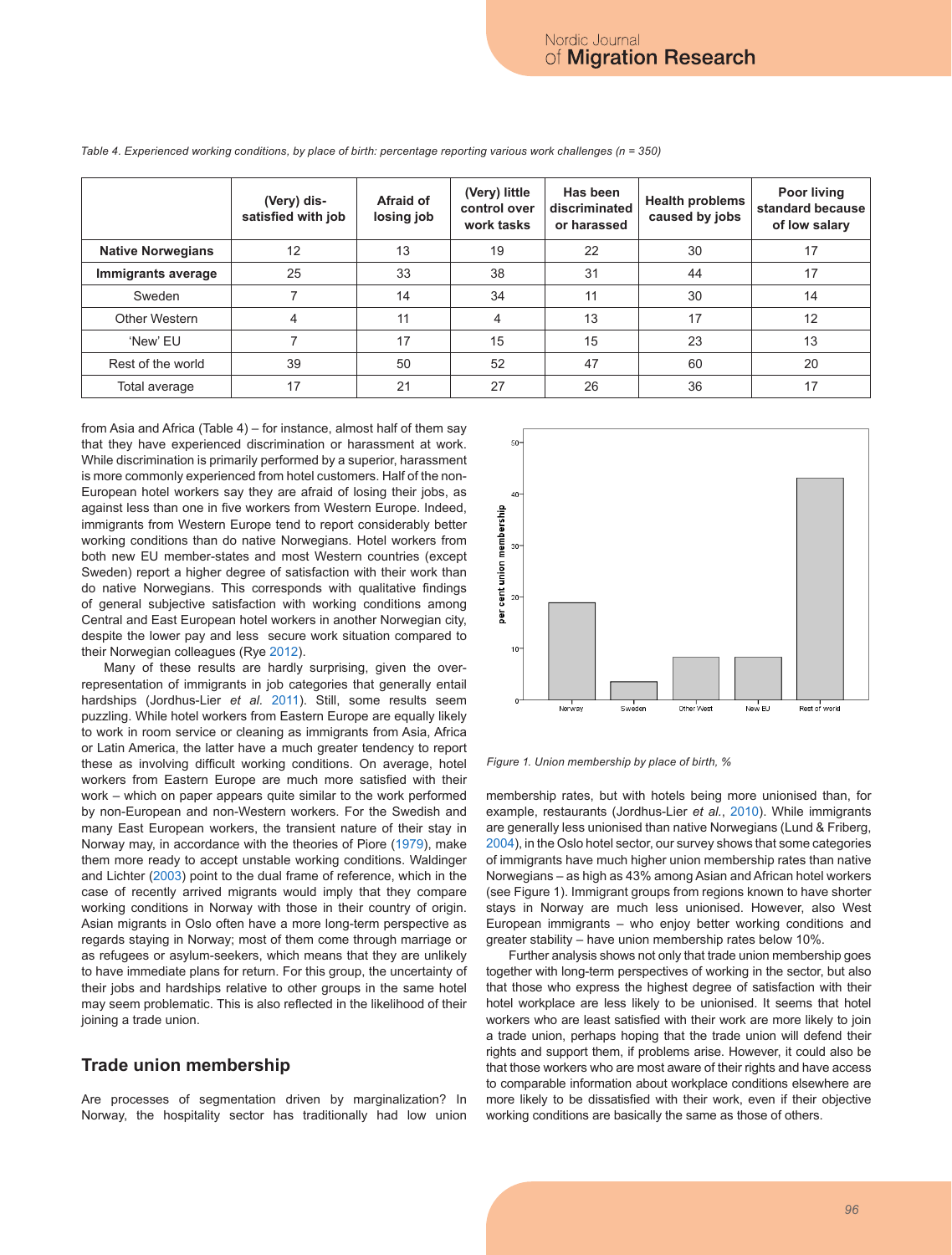*Table 4. Experienced working conditions, by place of birth: percentage reporting various work challenges (n = 350)*

| | (Very) dis-satisfied with job | Afraid of losing job | (Very) little control over work tasks | Has been discriminated or harassed | Health problems caused by jobs | Poor living standard because of low salary |
|---|---|---|---|---|---|---|
| **Native Norwegians** | 12 | 13 | 19 | 22 | 30 | 17 |
| **Immigrants average** | 25 | 33 | 38 | 31 | 44 | 17 |
| Sweden | 7 | 14 | 34 | 11 | 30 | 14 |
| Other Western | 4 | 11 | 4 | 13 | 17 | 12 |
| 'New' EU | 7 | 17 | 15 | 15 | 23 | 13 |
| Rest of the world | 39 | 50 | 52 | 47 | 60 | 20 |
| Total average | 17 | 21 | 27 | 26 | 36 | 17 |

from Asia and Africa (Table 4) – for instance, almost half of them say that they have experienced discrimination or harassment at work. While discrimination is primarily performed by a superior, harassment is more commonly experienced from hotel customers. Half of the non-European hotel workers say they are afraid of losing their jobs, as against less than one in five workers from Western Europe. Indeed, immigrants from Western Europe tend to report considerably better working conditions than do native Norwegians. Hotel workers from both new EU member-states and most Western countries (except Sweden) report a higher degree of satisfaction with their work than do native Norwegians. This corresponds with qualitative findings of general subjective satisfaction with working conditions among Central and East European hotel workers in another Norwegian city, despite the lower pay and less secure work situation compared to their Norwegian colleagues (Rye 2012).

Many of these results are hardly surprising, given the over-representation of immigrants in job categories that generally entail hardships (Jordhus-Lier *et al.* 2011). Still, some results seem puzzling. While hotel workers from Eastern Europe are equally likely to work in room service or cleaning as immigrants from Asia, Africa or Latin America, the latter have a much greater tendency to report these as involving difficult working conditions. On average, hotel workers from Eastern Europe are much more satisfied with their work – which on paper appears quite similar to the work performed by non-European and non-Western workers. For the Swedish and many East European workers, the transient nature of their stay in Norway may, in accordance with the theories of Piore (1979), make them more ready to accept unstable working conditions. Waldinger and Lichter (2003) point to the dual frame of reference, which in the case of recently arrived migrants would imply that they compare working conditions in Norway with those in their country of origin. Asian migrants in Oslo often have a more long-term perspective as regards staying in Norway; most of them come through marriage or as refugees or asylum-seekers, which means that they are unlikely to have immediate plans for return. For this group, the uncertainty of their jobs and hardships relative to other groups in the same hotel may seem problematic. This is also reflected in the likelihood of their joining a trade union.

## Trade union membership

Are processes of segmentation driven by marginalization? In Norway, the hospitality sector has traditionally had low union membership rates, but with hotels being more unionised than, for example, restaurants (Jordhus-Lier *et al.*, 2010). While immigrants are generally less unionised than native Norwegians (Lund & Friberg, 2004), in the Oslo hotel sector, our survey shows that some categories of immigrants have much higher union membership rates than native Norwegians – as high as 43% among Asian and African hotel workers (see Figure 1). Immigrant groups from regions known to have shorter stays in Norway are much less unionised. However, also West European immigrants – who enjoy better working conditions and greater stability – have union membership rates below 10%.

*Figure 1. Union membership by place of birth, %*

Further analysis shows not only that trade union membership goes together with long-term perspectives of working in the sector, but also that those who express the highest degree of satisfaction with their hotel workplace are less likely to be unionised. It seems that hotel workers who are least satisfied with their work are more likely to join a trade union, perhaps hoping that the trade union will defend their rights and support them, if problems arise. However, it could also be that those workers who are most aware of their rights and have access to comparable information about workplace conditions elsewhere are more likely to be dissatisfied with their work, even if their objective working conditions are basically the same as those of others.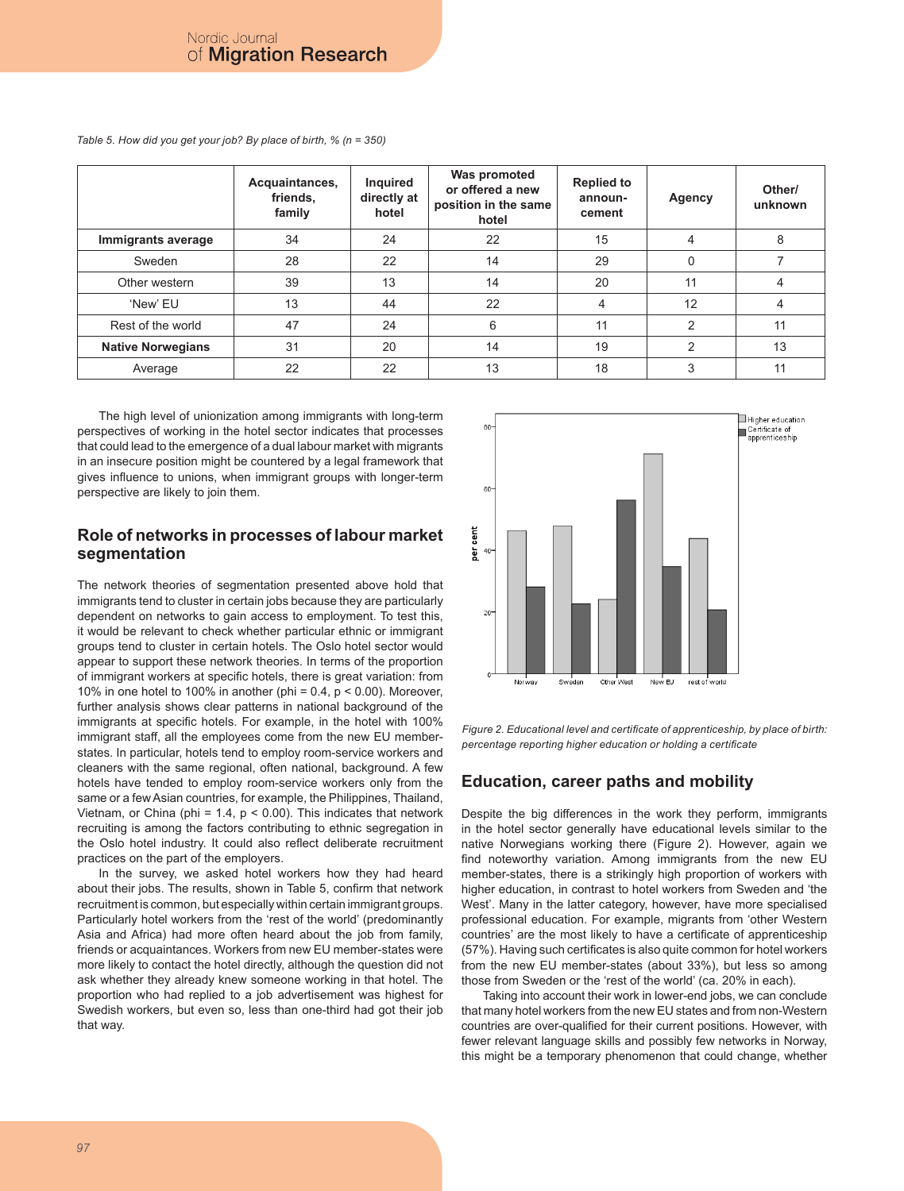*Table 5. How did you get your job? By place of birth, % (n = 350)*

| | Acquaintances, friends, family | Inquired directly at hotel | Was promoted or offered a new position in the same hotel | Replied to announ-cement | Agency | Other/ unknown |
|---|---|---|---|---|---|---|
| **Immigrants average** | 34 | 24 | 22 | 15 | 4 | 8 |
| Sweden | 28 | 22 | 14 | 29 | 0 | 7 |
| Other western | 39 | 13 | 14 | 20 | 11 | 4 |
| 'New' EU | 13 | 44 | 22 | 4 | 12 | 4 |
| Rest of the world | 47 | 24 | 6 | 11 | 2 | 11 |
| **Native Norwegians** | 31 | 20 | 14 | 19 | 2 | 13 |
| Average | 22 | 22 | 13 | 18 | 3 | 11 |

The high level of unionization among immigrants with long-term perspectives of working in the hotel sector indicates that processes that could lead to the emergence of a dual labour market with migrants in an insecure position might be countered by a legal framework that gives influence to unions, when immigrant groups with longer-term perspective are likely to join them.

## Role of networks in processes of labour market segmentation

The network theories of segmentation presented above hold that immigrants tend to cluster in certain jobs because they are particularly dependent on networks to gain access to employment. To test this, it would be relevant to check whether particular ethnic or immigrant groups tend to cluster in certain hotels. The Oslo hotel sector would appear to support these network theories. In terms of the proportion of immigrant workers at specific hotels, there is great variation: from 10% in one hotel to 100% in another (phi = 0.4, $p < 0.00$). Moreover, further analysis shows clear patterns in national background of the immigrants at specific hotels. For example, in the hotel with 100% immigrant staff, all the employees come from the new EU member-states. In particular, hotels tend to employ room-service workers and cleaners with the same regional, often national, background. A few hotels have tended to employ room-service workers only from the same or a few Asian countries, for example, the Philippines, Thailand, Vietnam, or China (phi = 1.4, $p < 0.00$). This indicates that network recruiting is among the factors contributing to ethnic segregation in the Oslo hotel industry. It could also reflect deliberate recruitment practices on the part of the employers.

In the survey, we asked hotel workers how they had heard about their jobs. The results, shown in Table 5, confirm that network recruitment is common, but especially within certain immigrant groups. Particularly hotel workers from the 'rest of the world' (predominantly Asia and Africa) had more often heard about the job from family, friends or acquaintances. Workers from new EU member-states were more likely to contact the hotel directly, although the question did not ask whether they already knew someone working in that hotel. The proportion who had replied to a job advertisement was highest for Swedish workers, but even so, less than one-third had got their job that way.

*Figure 2. Educational level and certificate of apprenticeship, by place of birth: percentage reporting higher education or holding a certificate*

## Education, career paths and mobility

Despite the big differences in the work they perform, immigrants in the hotel sector generally have educational levels similar to the native Norwegians working there (Figure 2). However, again we find noteworthy variation. Among immigrants from the new EU member-states, there is a strikingly high proportion of workers with higher education, in contrast to hotel workers from Sweden and 'the West'. Many in the latter category, however, have more specialised professional education. For example, migrants from 'other Western countries' are the most likely to have a certificate of apprenticeship (57%). Having such certificates is also quite common for hotel workers from the new EU member-states (about 33%), but less so among those from Sweden or the 'rest of the world' (ca. 20% in each).

Taking into account their work in lower-end jobs, we can conclude that many hotel workers from the new EU states and from non-Western countries are over-qualified for their current positions. However, with fewer relevant language skills and possibly few networks in Norway, this might be a temporary phenomenon that could change, whether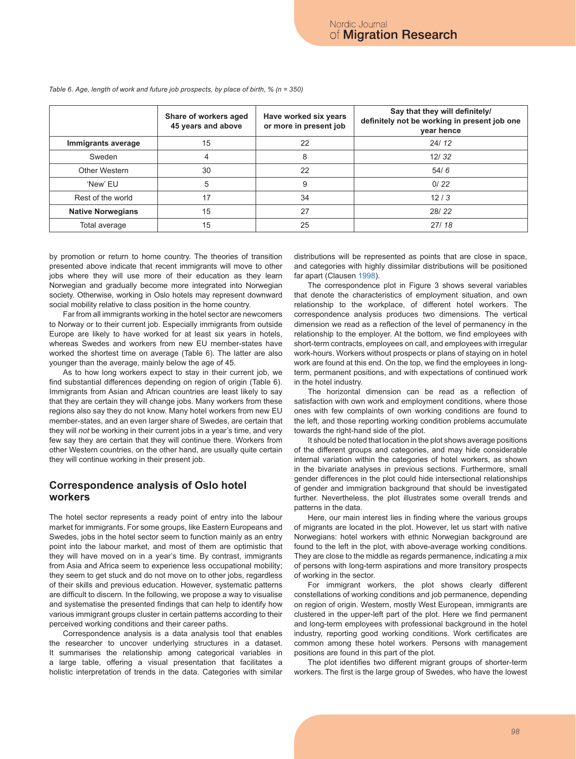*Table 6. Age, length of work and future job prospects, by place of birth, % (n = 350)*

| | Share of workers aged 45 years and above | Have worked six years or more in present job | Say that they will definitely/ definitely not be working in present job one year hence |
|---|---|---|---|
| **Immigrants average** | 15 | 22 | 24/ *12* |
| Sweden | 4 | 8 | 12/ *32* |
| Other Western | 30 | 22 | 54/ *6* |
| 'New' EU | 5 | 9 | 0/ *22* |
| Rest of the world | 17 | 34 | 12 / *3* |
| **Native Norwegians** | 15 | 27 | 28/ *22* |
| Total average | 15 | 25 | 27/ *18* |

by promotion or return to home country. The theories of transition presented above indicate that recent immigrants will move to other jobs where they will use more of their education as they learn Norwegian and gradually become more integrated into Norwegian society. Otherwise, working in Oslo hotels may represent downward social mobility relative to class position in the home country.

Far from all immigrants working in the hotel sector are newcomers to Norway or to their current job. Especially immigrants from outside Europe are likely to have worked for at least six years in hotels, whereas Swedes and workers from new EU member-states have worked the shortest time on average (Table 6). The latter are also younger than the average, mainly below the age of 45.

As to how long workers expect to stay in their current job, we find substantial differences depending on region of origin (Table 6). Immigrants from Asian and African countries are least likely to say that they are certain they will change jobs. Many workers from these regions also say they do not know. Many hotel workers from new EU member-states, and an even larger share of Swedes, are certain that they will *not* be working in their current jobs in a year's time, and very few say they are certain that they will continue there. Workers from other Western countries, on the other hand, are usually quite certain they will continue working in their present job.

## Correspondence analysis of Oslo hotel workers

The hotel sector represents a ready point of entry into the labour market for immigrants. For some groups, like Eastern Europeans and Swedes, jobs in the hotel sector seem to function mainly as an entry point into the labour market, and most of them are optimistic that they will have moved on in a year's time. By contrast, immigrants from Asia and Africa seem to experience less occupational mobility; they seem to get stuck and do not move on to other jobs, regardless of their skills and previous education. However, systematic patterns are difficult to discern. In the following, we propose a way to visualise and systematise the presented findings that can help to identify how various immigrant groups cluster in certain patterns according to their perceived working conditions and their career paths.

Correspondence analysis is a data analysis tool that enables the researcher to uncover underlying structures in a dataset. It summarises the relationship among categorical variables in a large table, offering a visual presentation that facilitates a holistic interpretation of trends in the data. Categories with similar distributions will be represented as points that are close in space, and categories with highly dissimilar distributions will be positioned far apart (Clausen 1998).

The correspondence plot in Figure 3 shows several variables that denote the characteristics of employment situation, and own relationship to the workplace, of different hotel workers. The correspondence analysis produces two dimensions. The vertical dimension we read as a reflection of the level of permanency in the relationship to the employer. At the bottom, we find employees with short-term contracts, employees on call, and employees with irregular work-hours. Workers without prospects or plans of staying on in hotel work are found at this end. On the top, we find the employees in long-term, permanent positions, and with expectations of continued work in the hotel industry.

The horizontal dimension can be read as a reflection of satisfaction with own work and employment conditions, where those ones with few complaints of own working conditions are found to the left, and those reporting working condition problems accumulate towards the right-hand side of the plot.

It should be noted that location in the plot shows average positions of the different groups and categories, and may hide considerable internal variation within the categories of hotel workers, as shown in the bivariate analyses in previous sections. Furthermore, small gender differences in the plot could hide intersectional relationships of gender and immigration background that should be investigated further. Nevertheless, the plot illustrates some overall trends and patterns in the data.

Here, our main interest lies in finding where the various groups of migrants are located in the plot. However, let us start with native Norwegians: hotel workers with ethnic Norwegian background are found to the left in the plot, with above-average working conditions. They are close to the middle as regards permanence, indicating a mix of persons with long-term aspirations and more transitory prospects of working in the sector.

For immigrant workers, the plot shows clearly different constellations of working conditions and job permanence, depending on region of origin. Western, mostly West European, immigrants are clustered in the upper-left part of the plot. Here we find permanent and long-term employees with professional background in the hotel industry, reporting good working conditions. Work certificates are common among these hotel workers. Persons with management positions are found in this part of the plot.

The plot identifies two different migrant groups of shorter-term workers. The first is the large group of Swedes, who have the lowest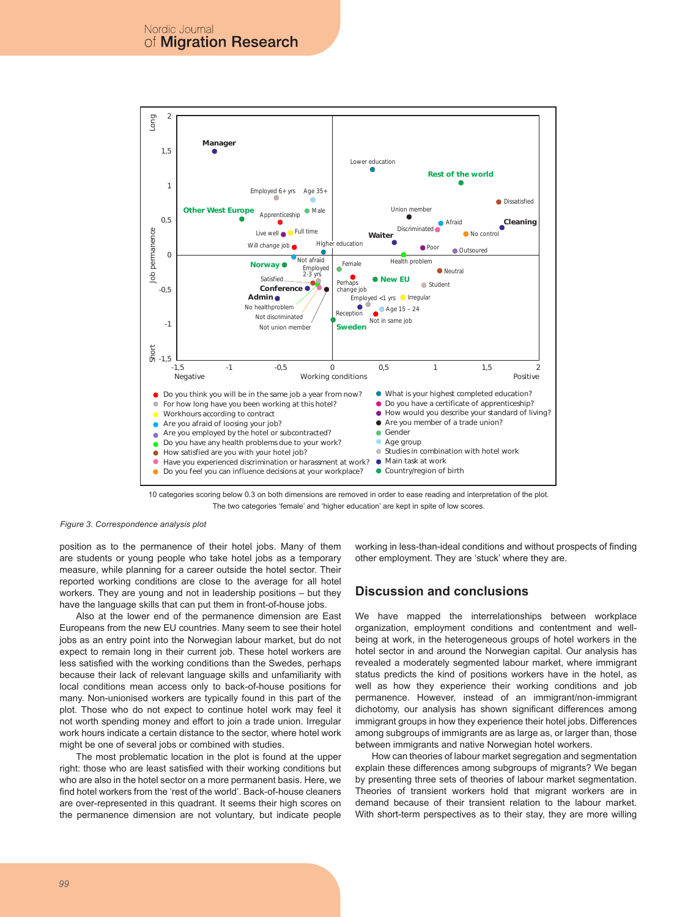10 categories scoring below 0.3 on both dimensions are removed in order to ease reading and interpretation of the plot. The two categories 'female' and 'higher education' are kept in spite of low scores.

*Figure 3. Correspondence analysis plot*

position as to the permanence of their hotel jobs. Many of them are students or young people who take hotel jobs as a temporary measure, while planning for a career outside the hotel sector. Their reported working conditions are close to the average for all hotel workers. They are young and not in leadership positions – but they have the language skills that can put them in front-of-house jobs.

Also at the lower end of the permanence dimension are East Europeans from the new EU countries. Many seem to see their hotel jobs as an entry point into the Norwegian labour market, but do not expect to remain long in their current job. These hotel workers are less satisfied with the working conditions than the Swedes, perhaps because their lack of relevant language skills and unfamiliarity with local conditions mean access only to back-of-house positions for many. Non-unionised workers are typically found in this part of the plot. Those who do not expect to continue hotel work may feel it not worth spending money and effort to join a trade union. Irregular work hours indicate a certain distance to the sector, where hotel work might be one of several jobs or combined with studies.

The most problematic location in the plot is found at the upper right: those who are least satisfied with their working conditions but who are also in the hotel sector on a more permanent basis. Here, we find hotel workers from the 'rest of the world'. Back-of-house cleaners are over-represented in this quadrant. It seems their high scores on the permanence dimension are not voluntary, but indicate people working in less-than-ideal conditions and without prospects of finding other employment. They are 'stuck' where they are.

## Discussion and conclusions

We have mapped the interrelationships between workplace organization, employment conditions and contentment and well-being at work, in the heterogeneous groups of hotel workers in the hotel sector in and around the Norwegian capital. Our analysis has revealed a moderately segmented labour market, where immigrant status predicts the kind of positions workers have in the hotel, as well as how they experience their working conditions and job permanence. However, instead of an immigrant/non-immigrant dichotomy, our analysis has shown significant differences among immigrant groups in how they experience their hotel jobs. Differences among subgroups of immigrants are as large as, or larger than, those between immigrants and native Norwegian hotel workers.

How can theories of labour market segregation and segmentation explain these differences among subgroups of migrants? We began by presenting three sets of theories of labour market segmentation. Theories of transient workers hold that migrant workers are in demand because of their transient relation to the labour market. With short-term perspectives as to their stay, they are more willing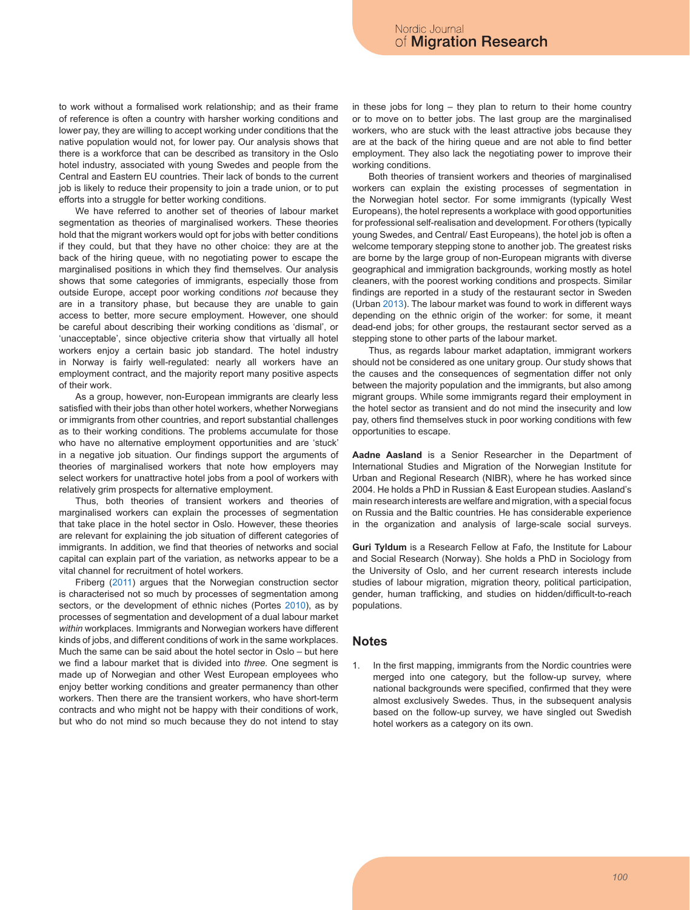to work without a formalised work relationship; and as their frame of reference is often a country with harsher working conditions and lower pay, they are willing to accept working under conditions that the native population would not, for lower pay. Our analysis shows that there is a workforce that can be described as transitory in the Oslo hotel industry, associated with young Swedes and people from the Central and Eastern EU countries. Their lack of bonds to the current job is likely to reduce their propensity to join a trade union, or to put efforts into a struggle for better working conditions.

We have referred to another set of theories of labour market segmentation as theories of marginalised workers. These theories hold that the migrant workers would opt for jobs with better conditions if they could, but that they have no other choice: they are at the back of the hiring queue, with no negotiating power to escape the marginalised positions in which they find themselves. Our analysis shows that some categories of immigrants, especially those from outside Europe, accept poor working conditions *not* because they are in a transitory phase, but because they are unable to gain access to better, more secure employment. However, one should be careful about describing their working conditions as 'dismal', or 'unacceptable', since objective criteria show that virtually all hotel workers enjoy a certain basic job standard. The hotel industry in Norway is fairly well-regulated: nearly all workers have an employment contract, and the majority report many positive aspects of their work.

As a group, however, non-European immigrants are clearly less satisfied with their jobs than other hotel workers, whether Norwegians or immigrants from other countries, and report substantial challenges as to their working conditions. The problems accumulate for those who have no alternative employment opportunities and are 'stuck' in a negative job situation. Our findings support the arguments of theories of marginalised workers that note how employers may select workers for unattractive hotel jobs from a pool of workers with relatively grim prospects for alternative employment.

Thus, both theories of transient workers and theories of marginalised workers can explain the processes of segmentation that take place in the hotel sector in Oslo. However, these theories are relevant for explaining the job situation of different categories of immigrants. In addition, we find that theories of networks and social capital can explain part of the variation, as networks appear to be a vital channel for recruitment of hotel workers.

Friberg (2011) argues that the Norwegian construction sector is characterised not so much by processes of segmentation among sectors, or the development of ethnic niches (Portes 2010), as by processes of segmentation and development of a dual labour market *within* workplaces. Immigrants and Norwegian workers have different kinds of jobs, and different conditions of work in the same workplaces. Much the same can be said about the hotel sector in Oslo – but here we find a labour market that is divided into *three.* One segment is made up of Norwegian and other West European employees who enjoy better working conditions and greater permanency than other workers. Then there are the transient workers, who have short-term contracts and who might not be happy with their conditions of work, but who do not mind so much because they do not intend to stay in these jobs for long – they plan to return to their home country or to move on to better jobs. The last group are the marginalised workers, who are stuck with the least attractive jobs because they are at the back of the hiring queue and are not able to find better employment. They also lack the negotiating power to improve their working conditions.

Both theories of transient workers and theories of marginalised workers can explain the existing processes of segmentation in the Norwegian hotel sector. For some immigrants (typically West Europeans), the hotel represents a workplace with good opportunities for professional self-realisation and development. For others (typically young Swedes, and Central/ East Europeans), the hotel job is often a welcome temporary stepping stone to another job. The greatest risks are borne by the large group of non-European migrants with diverse geographical and immigration backgrounds, working mostly as hotel cleaners, with the poorest working conditions and prospects. Similar findings are reported in a study of the restaurant sector in Sweden (Urban 2013). The labour market was found to work in different ways depending on the ethnic origin of the worker: for some, it meant dead-end jobs; for other groups, the restaurant sector served as a stepping stone to other parts of the labour market.

Thus, as regards labour market adaptation, immigrant workers should not be considered as one unitary group. Our study shows that the causes and the consequences of segmentation differ not only between the majority population and the immigrants, but also among migrant groups. While some immigrants regard their employment in the hotel sector as transient and do not mind the insecurity and low pay, others find themselves stuck in poor working conditions with few opportunities to escape.

**Aadne Aasland** is a Senior Researcher in the Department of International Studies and Migration of the Norwegian Institute for Urban and Regional Research (NIBR), where he has worked since 2004. He holds a PhD in Russian & East European studies. Aasland's main research interests are welfare and migration, with a special focus on Russia and the Baltic countries. He has considerable experience in the organization and analysis of large-scale social surveys.

**Guri Tyldum** is a Research Fellow at Fafo, the Institute for Labour and Social Research (Norway). She holds a PhD in Sociology from the University of Oslo, and her current research interests include studies of labour migration, migration theory, political participation, gender, human trafficking, and studies on hidden/difficult-to-reach populations.

## Notes

1. In the first mapping, immigrants from the Nordic countries were merged into one category, but the follow-up survey, where national backgrounds were specified, confirmed that they were almost exclusively Swedes. Thus, in the subsequent analysis based on the follow-up survey, we have singled out Swedish hotel workers as a category on its own.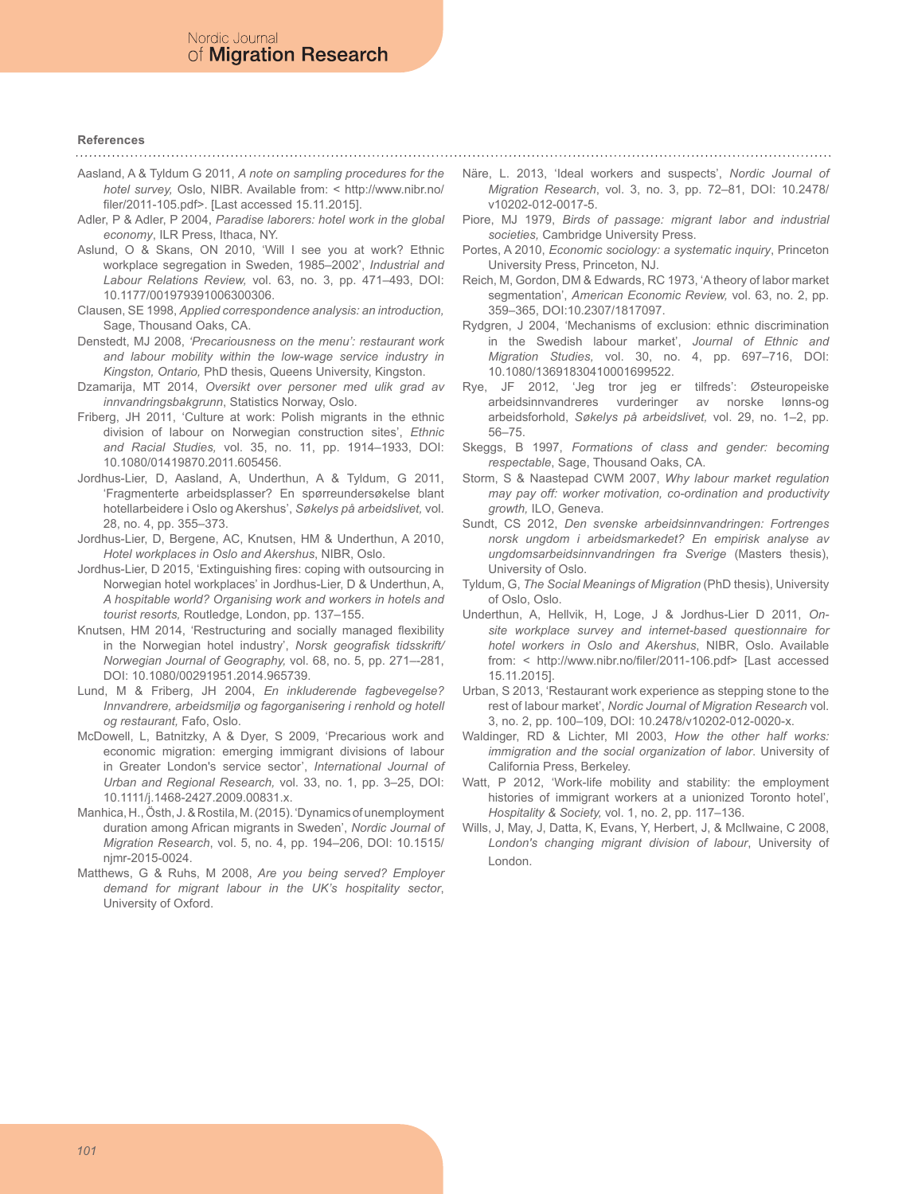## References

Aasland, A & Tyldum G 2011, *A note on sampling procedures for the hotel survey,* Oslo, NIBR. Available from: < http://www.nibr.no/filer/2011-105.pdf>. [Last accessed 15.11.2015].

Adler, P & Adler, P 2004, *Paradise laborers: hotel work in the global economy*, ILR Press, Ithaca, NY.

Aslund, O & Skans, ON 2010, 'Will I see you at work? Ethnic workplace segregation in Sweden, 1985–2002', *Industrial and Labour Relations Review,* vol. 63, no. 3, pp. 471–493, DOI: 10.1177/001979391006300306.

Clausen, SE 1998, *Applied correspondence analysis: an introduction,* Sage, Thousand Oaks, CA.

Denstedt, MJ 2008, *'Precariousness on the menu': restaurant work and labour mobility within the low-wage service industry in Kingston, Ontario,* PhD thesis, Queens University, Kingston.

Dzamarija, MT 2014, *Oversikt over personer med ulik grad av innvandringsbakgrunn*, Statistics Norway, Oslo.

Friberg, JH 2011, 'Culture at work: Polish migrants in the ethnic division of labour on Norwegian construction sites', *Ethnic and Racial Studies,* vol. 35, no. 11, pp. 1914–1933, DOI: 10.1080/01419870.2011.605456.

Jordhus-Lier, D, Aasland, A, Underthun, A & Tyldum, G 2011, 'Fragmenterte arbeidsplasser? En spørreundersøkelse blant hotellarbeidere i Oslo og Akershus', *Søkelys på arbeidslivet,* vol. 28, no. 4, pp. 355–373.

Jordhus-Lier, D, Bergene, AC, Knutsen, HM & Underthun, A 2010, *Hotel workplaces in Oslo and Akershus*, NIBR, Oslo.

Jordhus-Lier, D 2015, 'Extinguishing fires: coping with outsourcing in Norwegian hotel workplaces' in Jordhus-Lier, D & Underthun, A, *A hospitable world? Organising work and workers in hotels and tourist resorts,* Routledge, London, pp. 137–155.

Knutsen, HM 2014, 'Restructuring and socially managed flexibility in the Norwegian hotel industry', *Norsk geografisk tidsskrift/ Norwegian Journal of Geography,* vol. 68, no. 5, pp. 271–-281, DOI: 10.1080/00291951.2014.965739.

Lund, M & Friberg, JH 2004, *En inkluderende fagbevegelse? Innvandrere, arbeidsmiljø og fagorganisering i renhold og hotell og restaurant,* Fafo, Oslo.

McDowell, L, Batnitzky, A & Dyer, S 2009, 'Precarious work and economic migration: emerging immigrant divisions of labour in Greater London's service sector', *International Journal of Urban and Regional Research,* vol. 33, no. 1, pp. 3–25, DOI: 10.1111/j.1468-2427.2009.00831.x.

Manhica, H., Östh, J. & Rostila, M. (2015). 'Dynamics of unemployment duration among African migrants in Sweden', *Nordic Journal of Migration Research*, vol. 5, no. 4, pp. 194–206, DOI: 10.1515/njmr-2015-0024.

Matthews, G & Ruhs, M 2008, *Are you being served? Employer demand for migrant labour in the UK's hospitality sector*, University of Oxford.

Näre, L. 2013, 'Ideal workers and suspects', *Nordic Journal of Migration Research*, vol. 3, no. 3, pp. 72–81, DOI: 10.2478/v10202-012-0017-5.

Piore, MJ 1979, *Birds of passage: migrant labor and industrial societies,* Cambridge University Press.

Portes, A 2010, *Economic sociology: a systematic inquiry*, Princeton University Press, Princeton, NJ.

Reich, M, Gordon, DM & Edwards, RC 1973, 'A theory of labor market segmentation', *American Economic Review,* vol. 63, no. 2, pp. 359–365, DOI:10.2307/1817097.

Rydgren, J 2004, 'Mechanisms of exclusion: ethnic discrimination in the Swedish labour market', *Journal of Ethnic and Migration Studies,* vol. 30, no. 4, pp. 697–716, DOI: 10.1080/13691830410001699522.

Rye, JF 2012, 'Jeg tror jeg er tilfreds': Østeuropeiske arbeidsinnvandreres vurderinger av norske lønns-og arbeidsforhold, *Søkelys på arbeidslivet,* vol. 29, no. 1–2, pp. 56–75.

Skeggs, B 1997, *Formations of class and gender: becoming respectable*, Sage, Thousand Oaks, CA.

Storm, S & Naastepad CWM 2007, *Why labour market regulation may pay off: worker motivation, co-ordination and productivity growth,* ILO, Geneva.

Sundt, CS 2012, *Den svenske arbeidsinnvandringen: Fortrenges norsk ungdom i arbeidsmarkedet? En empirisk analyse av ungdomsarbeidsinnvandringen fra Sverige* (Masters thesis), University of Oslo.

Tyldum, G, *The Social Meanings of Migration* (PhD thesis), University of Oslo, Oslo.

Underthun, A, Hellvik, H, Loge, J & Jordhus-Lier D 2011, *On-site workplace survey and internet-based questionnaire for hotel workers in Oslo and Akershus*, NIBR, Oslo. Available from: < http://www.nibr.no/filer/2011-106.pdf> [Last accessed 15.11.2015].

Urban, S 2013, 'Restaurant work experience as stepping stone to the rest of labour market', *Nordic Journal of Migration Research* vol. 3, no. 2, pp. 100–109, DOI: 10.2478/v10202-012-0020-x.

Waldinger, RD & Lichter, MI 2003, *How the other half works: immigration and the social organization of labor*. University of California Press, Berkeley.

Watt, P 2012, 'Work-life mobility and stability: the employment histories of immigrant workers at a unionized Toronto hotel', *Hospitality & Society,* vol. 1, no. 2, pp. 117–136.

Wills, J, May, J, Datta, K, Evans, Y, Herbert, J, & McIlwaine, C 2008, *London's changing migrant division of labour*, University of London.